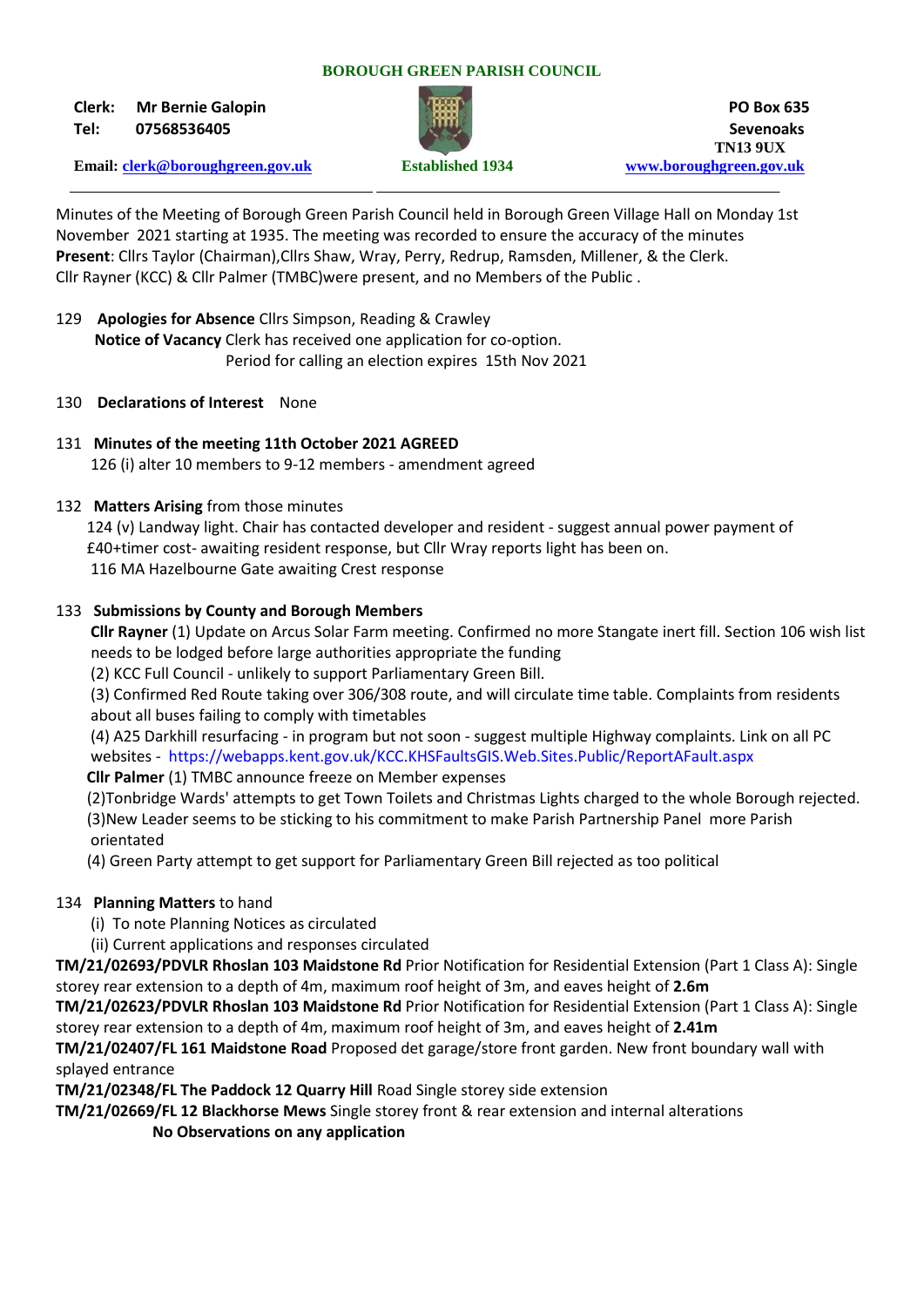**BOROUGH GREEN PARISH COUNCIL**

**Clerk:** Mr Bernie Galopin
**Tel:** 07568536405
**Email:** clerk@boroughgreen.gov.uk

Established 1934

PO Box 635
Sevenoaks
TN13 9UX
www.boroughgreen.gov.uk

---

Minutes of the Meeting of Borough Green Parish Council held in Borough Green Village Hall on Monday 1st November 2021 starting at 1935. The meeting was recorded to ensure the accuracy of the minutes
**Present**: Cllrs Taylor (Chairman),Cllrs Shaw, Wray, Perry, Redrup, Ramsden, Millener, & the Clerk.
Cllr Rayner (KCC) & Cllr Palmer (TMBC)were present, and no Members of the Public .

129 **Apologies for Absence** Cllrs Simpson, Reading & Crawley
**Notice of Vacancy** Clerk has received one application for co-option.
Period for calling an election expires 15th Nov 2021

130 **Declarations of Interest** None

131 **Minutes of the meeting 11th October 2021 AGREED**
126 (i) alter 10 members to 9-12 members - amendment agreed

132 **Matters Arising** from those minutes
124 (v) Landway light. Chair has contacted developer and resident - suggest annual power payment of £40+timer cost- awaiting resident response, but Cllr Wray reports light has been on.
116 MA Hazelbourne Gate awaiting Crest response

133 **Submissions by County and Borough Members**
**Cllr Rayner** (1) Update on Arcus Solar Farm meeting. Confirmed no more Stangate inert fill. Section 106 wish list needs to be lodged before large authorities appropriate the funding
(2) KCC Full Council - unlikely to support Parliamentary Green Bill.
(3) Confirmed Red Route taking over 306/308 route, and will circulate time table. Complaints from residents about all buses failing to comply with timetables
(4) A25 Darkhill resurfacing - in program but not soon - suggest multiple Highway complaints. Link on all PC websites - https://webapps.kent.gov.uk/KCC.KHSFaultsGIS.Web.Sites.Public/ReportAFault.aspx
**Cllr Palmer** (1) TMBC announce freeze on Member expenses
(2)Tonbridge Wards' attempts to get Town Toilets and Christmas Lights charged to the whole Borough rejected.
(3)New Leader seems to be sticking to his commitment to make Parish Partnership Panel more Parish orientated
(4) Green Party attempt to get support for Parliamentary Green Bill rejected as too political

134 **Planning Matters** to hand
(i) To note Planning Notices as circulated
(ii) Current applications and responses circulated

**TM/21/02693/PDVLR Rhoslan 103 Maidstone Rd** Prior Notification for Residential Extension (Part 1 Class A): Single storey rear extension to a depth of 4m, maximum roof height of 3m, and eaves height of **2.6m**
**TM/21/02623/PDVLR Rhoslan 103 Maidstone Rd** Prior Notification for Residential Extension (Part 1 Class A): Single storey rear extension to a depth of 4m, maximum roof height of 3m, and eaves height of **2.41m**
**TM/21/02407/FL 161 Maidstone Road** Proposed det garage/store front garden. New front boundary wall with splayed entrance
**TM/21/02348/FL The Paddock 12 Quarry Hill** Road Single storey side extension
**TM/21/02669/FL 12 Blackhorse Mews** Single storey front & rear extension and internal alterations
**No Observations on any application**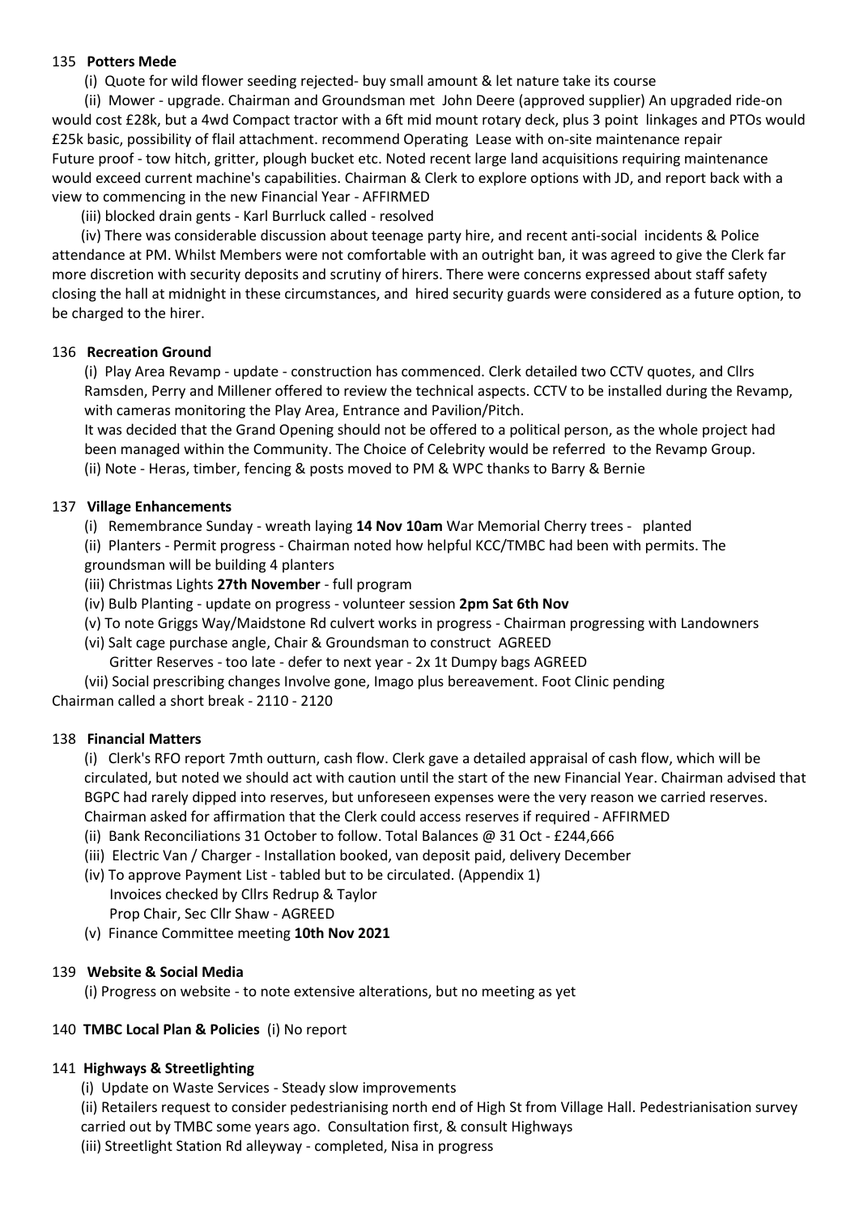135 **Potters Mede**

(i) Quote for wild flower seeding rejected- buy small amount & let nature take its course

(ii) Mower - upgrade. Chairman and Groundsman met John Deere (approved supplier) An upgraded ride-on would cost £28k, but a 4wd Compact tractor with a 6ft mid mount rotary deck, plus 3 point linkages and PTOs would £25k basic, possibility of flail attachment. recommend Operating Lease with on-site maintenance repair Future proof - tow hitch, gritter, plough bucket etc. Noted recent large land acquisitions requiring maintenance would exceed current machine's capabilities. Chairman & Clerk to explore options with JD, and report back with a view to commencing in the new Financial Year - AFFIRMED

(iii) blocked drain gents - Karl Burrluck called - resolved

(iv) There was considerable discussion about teenage party hire, and recent anti-social incidents & Police attendance at PM. Whilst Members were not comfortable with an outright ban, it was agreed to give the Clerk far more discretion with security deposits and scrutiny of hirers. There were concerns expressed about staff safety closing the hall at midnight in these circumstances, and hired security guards were considered as a future option, to be charged to the hirer.

136 **Recreation Ground**

(i) Play Area Revamp - update - construction has commenced. Clerk detailed two CCTV quotes, and Cllrs Ramsden, Perry and Millener offered to review the technical aspects. CCTV to be installed during the Revamp, with cameras monitoring the Play Area, Entrance and Pavilion/Pitch.

It was decided that the Grand Opening should not be offered to a political person, as the whole project had been managed within the Community. The Choice of Celebrity would be referred to the Revamp Group.

(ii) Note - Heras, timber, fencing & posts moved to PM & WPC thanks to Barry & Bernie

137 **Village Enhancements**

(i) Remembrance Sunday - wreath laying **14 Nov 10am** War Memorial Cherry trees - planted

(ii) Planters - Permit progress - Chairman noted how helpful KCC/TMBC had been with permits. The groundsman will be building 4 planters

(iii) Christmas Lights **27th November** - full program

(iv) Bulb Planting - update on progress - volunteer session **2pm Sat 6th Nov**

(v) To note Griggs Way/Maidstone Rd culvert works in progress - Chairman progressing with Landowners

(vi) Salt cage purchase angle, Chair & Groundsman to construct AGREED
Gritter Reserves - too late - defer to next year - 2x 1t Dumpy bags AGREED

(vii) Social prescribing changes Involve gone, Imago plus bereavement. Foot Clinic pending

Chairman called a short break - 2110 - 2120

138 **Financial Matters**

(i) Clerk's RFO report 7mth outturn, cash flow. Clerk gave a detailed appraisal of cash flow, which will be circulated, but noted we should act with caution until the start of the new Financial Year. Chairman advised that BGPC had rarely dipped into reserves, but unforeseen expenses were the very reason we carried reserves. Chairman asked for affirmation that the Clerk could access reserves if required - AFFIRMED

(ii) Bank Reconciliations 31 October to follow. Total Balances @ 31 Oct - £244,666

(iii) Electric Van / Charger - Installation booked, van deposit paid, delivery December

(iv) To approve Payment List - tabled but to be circulated. (Appendix 1)
Invoices checked by Cllrs Redrup & Taylor
Prop Chair, Sec Cllr Shaw - AGREED

(v) Finance Committee meeting **10th Nov 2021**

139 **Website & Social Media**

(i) Progress on website - to note extensive alterations, but no meeting as yet

140 **TMBC Local Plan & Policies** (i) No report

141 **Highways & Streetlighting**

(i) Update on Waste Services - Steady slow improvements

(ii) Retailers request to consider pedestrianising north end of High St from Village Hall. Pedestrianisation survey carried out by TMBC some years ago. Consultation first, & consult Highways

(iii) Streetlight Station Rd alleyway - completed, Nisa in progress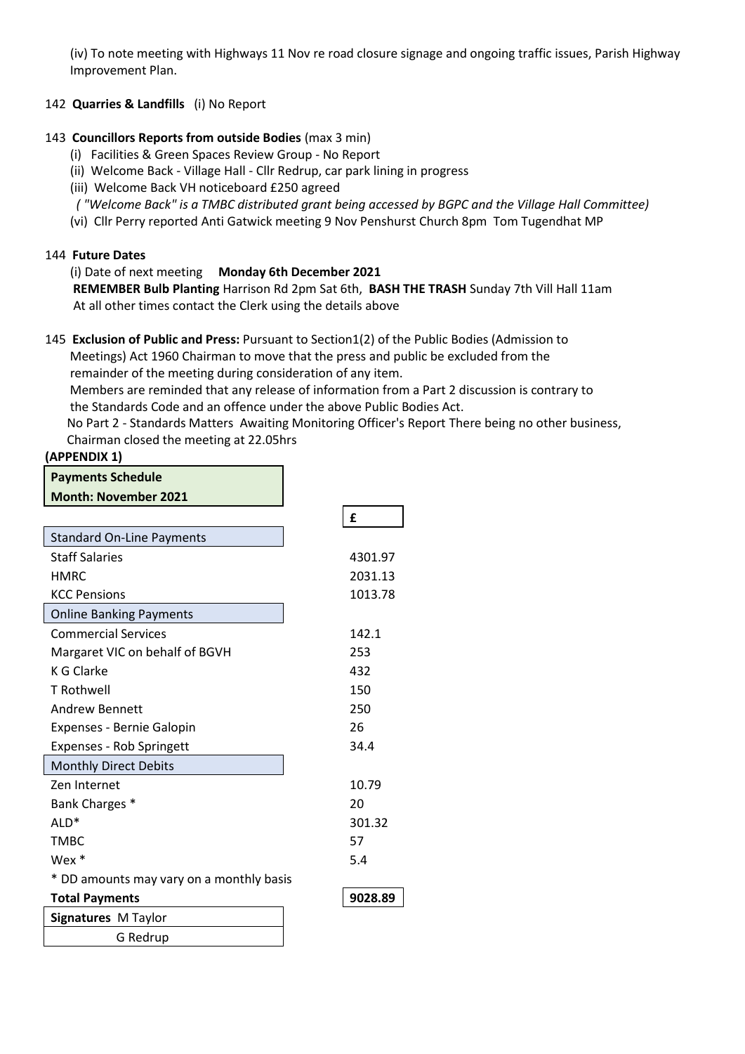(iv) To note meeting with Highways 11 Nov re road closure signage and ongoing traffic issues, Parish Highway Improvement Plan.

142 **Quarries & Landfills** (i) No Report

143 **Councillors Reports from outside Bodies** (max 3 min)

(i) Facilities & Green Spaces Review Group - No Report
(ii) Welcome Back - Village Hall - Cllr Redrup, car park lining in progress
(iii) Welcome Back VH noticeboard £250 agreed
*( "Welcome Back" is a TMBC distributed grant being accessed by BGPC and the Village Hall Committee)*
(vi) Cllr Perry reported Anti Gatwick meeting 9 Nov Penshurst Church 8pm Tom Tugendhat MP

144 **Future Dates**

(i) Date of next meeting **Monday 6th December 2021**
**REMEMBER Bulb Planting** Harrison Rd 2pm Sat 6th, **BASH THE TRASH** Sunday 7th Vill Hall 11am
At all other times contact the Clerk using the details above

145 **Exclusion of Public and Press:** Pursuant to Section1(2) of the Public Bodies (Admission to Meetings) Act 1960 Chairman to move that the press and public be excluded from the remainder of the meeting during consideration of any item.
Members are reminded that any release of information from a Part 2 discussion is contrary to the Standards Code and an offence under the above Public Bodies Act.
No Part 2 - Standards Matters Awaiting Monitoring Officer's Report There being no other business, Chairman closed the meeting at 22.05hrs

**(APPENDIX 1)**

**Payments Schedule**
**Month: November 2021**

| | £ |
|---|---|
| **Standard On-Line Payments** | |
| Staff Salaries | 4301.97 |
| HMRC | 2031.13 |
| KCC Pensions | 1013.78 |
| **Online Banking Payments** | |
| Commercial Services | 142.1 |
| Margaret VIC on behalf of BGVH | 253 |
| K G Clarke | 432 |
| T Rothwell | 150 |
| Andrew Bennett | 250 |
| Expenses - Bernie Galopin | 26 |
| Expenses - Rob Springett | 34.4 |
| **Monthly Direct Debits** | |
| Zen Internet | 10.79 |
| Bank Charges * | 20 |
| ALD* | 301.32 |
| TMBC | 57 |
| Wex * | 5.4 |
| * DD amounts may vary on a monthly basis | |
| **Total Payments** | **9028.89** |

**Signatures** M Taylor
G Redrup